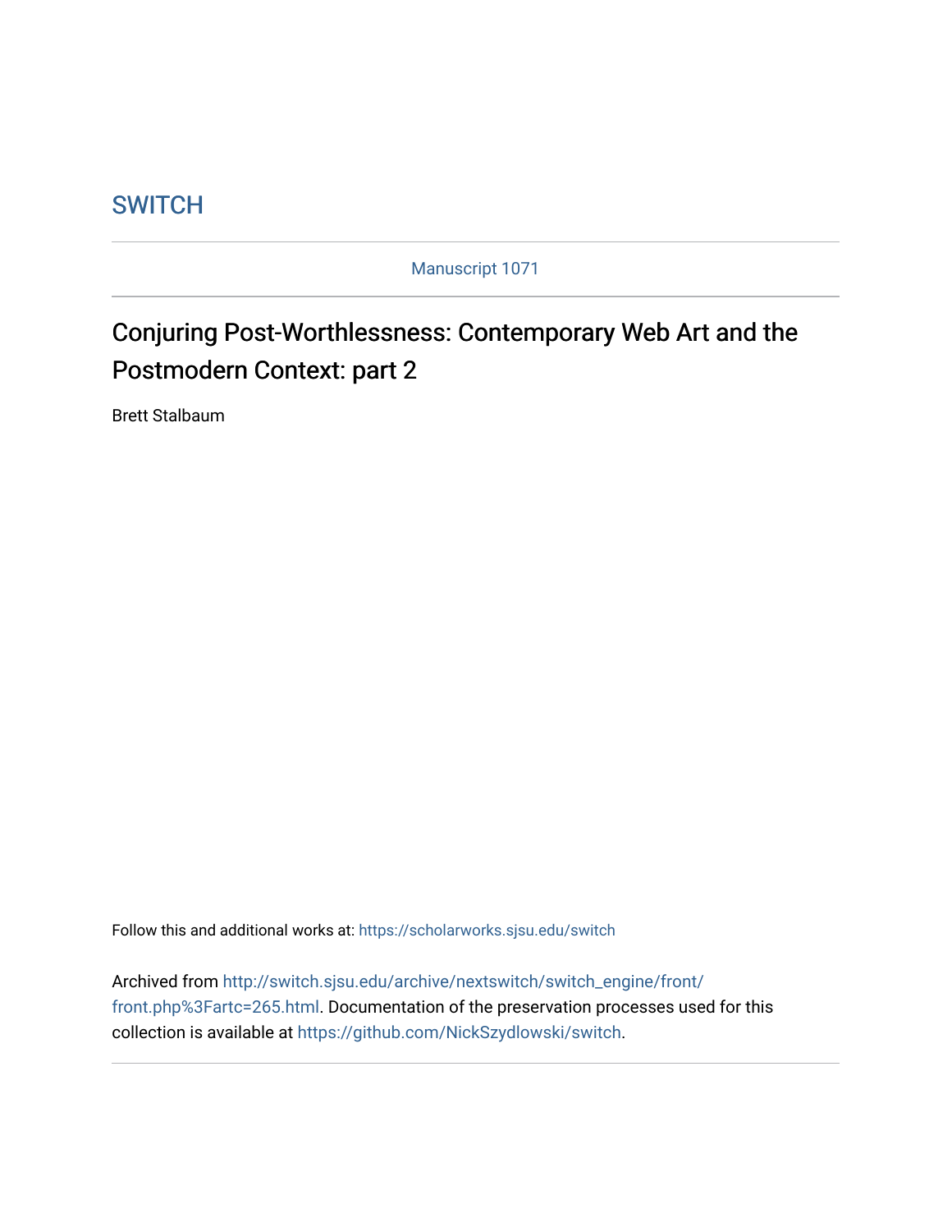SWITCH

Manuscript 1071

# Conjuring Post-Worthlessness: Contemporary Web Art and the Postmodern Context: part 2

Brett Stalbaum

Follow this and additional works at: https://scholarworks.sjsu.edu/switch

Archived from http://switch.sjsu.edu/archive/nextswitch/switch_engine/front/front.php%3Fartc=265.html. Documentation of the preservation processes used for this collection is available at https://github.com/NickSzydlowski/switch.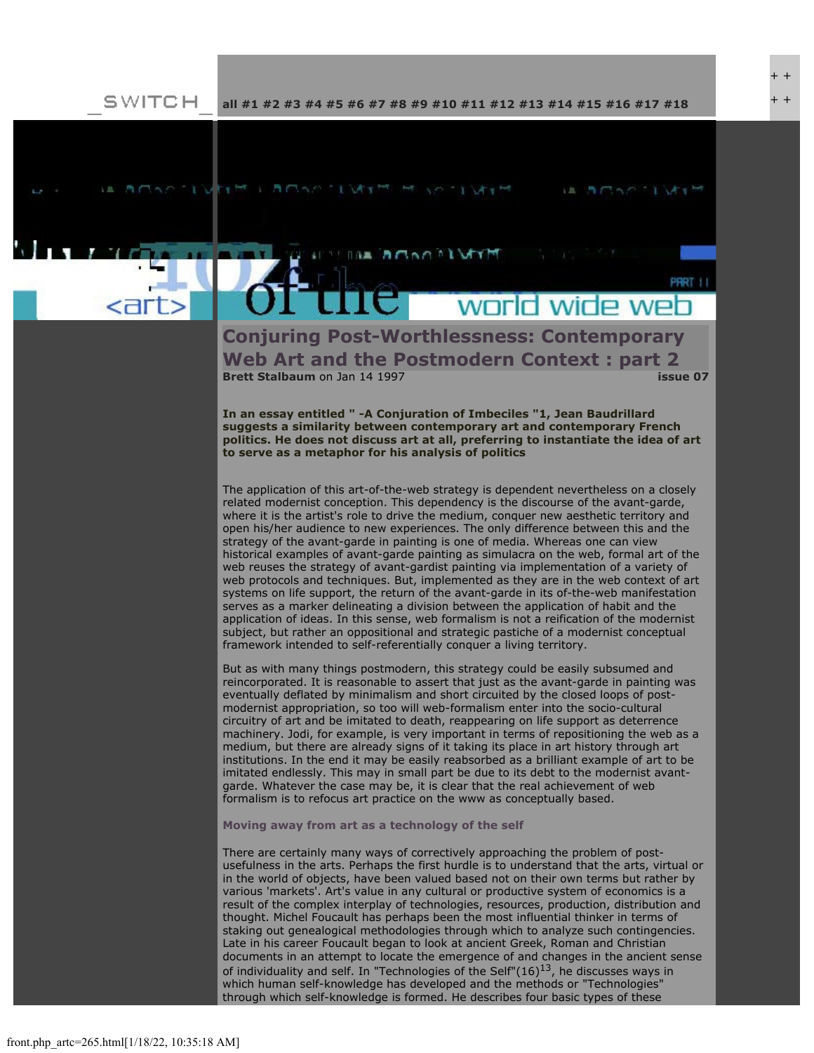_SWITCH_ all #1 #2 #3 #4 #5 #6 #7 #8 #9 #10 #11 #12 #13 #14 #15 #16 #17 #18

# Conjuring Post-Worthlessness: Contemporary Web Art and the Postmodern Context : part 2

**Brett Stalbaum** on Jan 14 1997 **issue 07**

**In an essay entitled " -A Conjuration of Imbeciles "1, Jean Baudrillard suggests a similarity between contemporary art and contemporary French politics. He does not discuss art at all, preferring to instantiate the idea of art to serve as a metaphor for his analysis of politics**

The application of this art-of-the-web strategy is dependent nevertheless on a closely related modernist conception. This dependency is the discourse of the avant-garde, where it is the artist's role to drive the medium, conquer new aesthetic territory and open his/her audience to new experiences. The only difference between this and the strategy of the avant-garde in painting is one of media. Whereas one can view historical examples of avant-garde painting as simulacra on the web, formal art of the web reuses the strategy of avant-gardist painting via implementation of a variety of web protocols and techniques. But, implemented as they are in the web context of art systems on life support, the return of the avant-garde in its of-the-web manifestation serves as a marker delineating a division between the application of habit and the application of ideas. In this sense, web formalism is not a reification of the modernist subject, but rather an oppositional and strategic pastiche of a modernist conceptual framework intended to self-referentially conquer a living territory.

But as with many things postmodern, this strategy could be easily subsumed and reincorporated. It is reasonable to assert that just as the avant-garde in painting was eventually deflated by minimalism and short circuited by the closed loops of post-modernist appropriation, so too will web-formalism enter into the socio-cultural circuitry of art and be imitated to death, reappearing on life support as deterrence machinery. Jodi, for example, is very important in terms of repositioning the web as a medium, but there are already signs of it taking its place in art history through art institutions. In the end it may be easily reabsorbed as a brilliant example of art to be imitated endlessly. This may in small part be due to its debt to the modernist avant-garde. Whatever the case may be, it is clear that the real achievement of web formalism is to refocus art practice on the www as conceptually based.

### Moving away from art as a technology of the self

There are certainly many ways of correctively approaching the problem of post-usefulness in the arts. Perhaps the first hurdle is to understand that the arts, virtual or in the world of objects, have been valued based not on their own terms but rather by various 'markets'. Art's value in any cultural or productive system of economics is a result of the complex interplay of technologies, resources, production, distribution and thought. Michel Foucault has perhaps been the most influential thinker in terms of staking out genealogical methodologies through which to analyze such contingencies. Late in his career Foucault began to look at ancient Greek, Roman and Christian documents in an attempt to locate the emergence of and changes in the ancient sense of individuality and self. In "Technologies of the Self"(16)[13], he discusses ways in which human self-knowledge has developed and the methods or "Technologies" through which self-knowledge is formed. He describes four basic types of these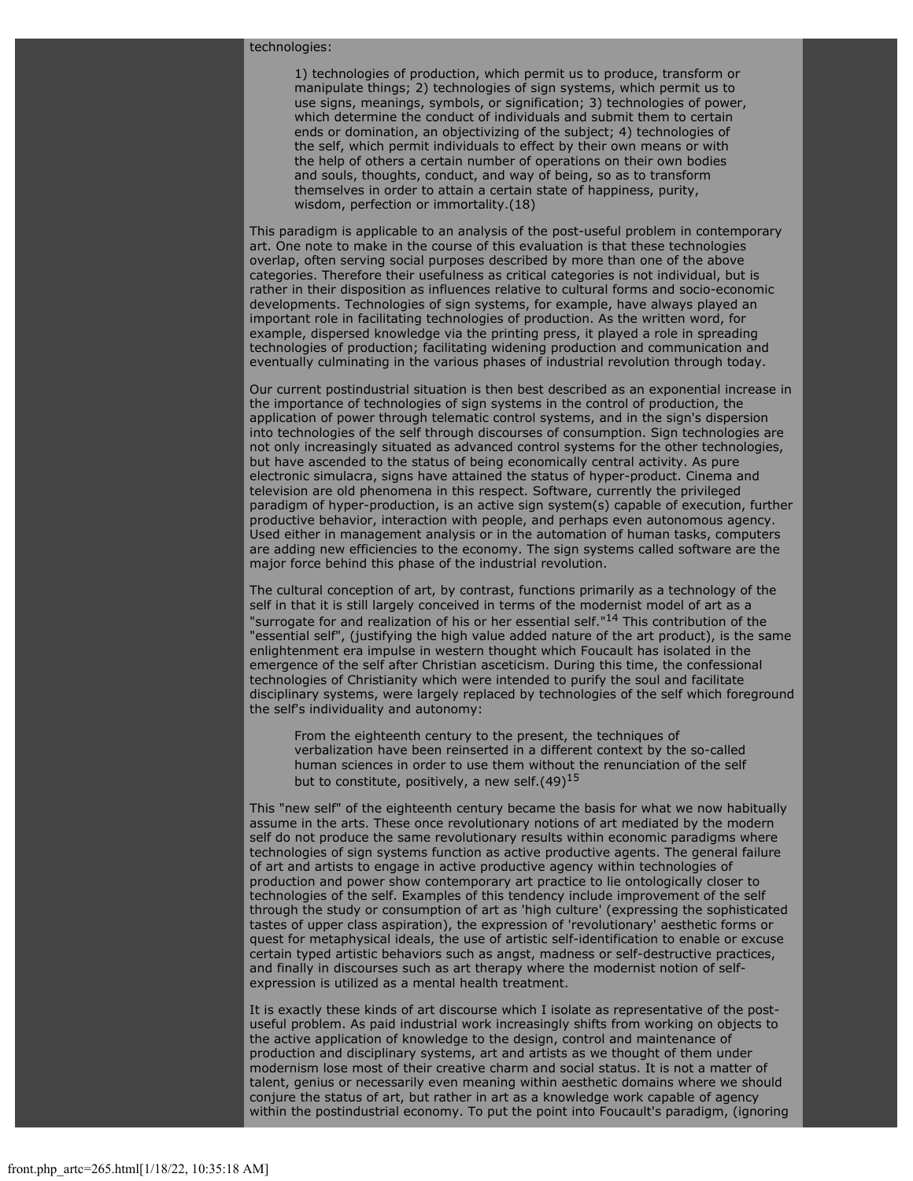technologies:

> 1) technologies of production, which permit us to produce, transform or manipulate things; 2) technologies of sign systems, which permit us to use signs, meanings, symbols, or signification; 3) technologies of power, which determine the conduct of individuals and submit them to certain ends or domination, an objectivizing of the subject; 4) technologies of the self, which permit individuals to effect by their own means or with the help of others a certain number of operations on their own bodies and souls, thoughts, conduct, and way of being, so as to transform themselves in order to attain a certain state of happiness, purity, wisdom, perfection or immortality.(18)

This paradigm is applicable to an analysis of the post-useful problem in contemporary art. One note to make in the course of this evaluation is that these technologies overlap, often serving social purposes described by more than one of the above categories. Therefore their usefulness as critical categories is not individual, but is rather in their disposition as influences relative to cultural forms and socio-economic developments. Technologies of sign systems, for example, have always played an important role in facilitating technologies of production. As the written word, for example, dispersed knowledge via the printing press, it played a role in spreading technologies of production; facilitating widening production and communication and eventually culminating in the various phases of industrial revolution through today.

Our current postindustrial situation is then best described as an exponential increase in the importance of technologies of sign systems in the control of production, the application of power through telematic control systems, and in the sign's dispersion into technologies of the self through discourses of consumption. Sign technologies are not only increasingly situated as advanced control systems for the other technologies, but have ascended to the status of being economically central activity. As pure electronic simulacra, signs have attained the status of hyper-product. Cinema and television are old phenomena in this respect. Software, currently the privileged paradigm of hyper-production, is an active sign system(s) capable of execution, further productive behavior, interaction with people, and perhaps even autonomous agency. Used either in management analysis or in the automation of human tasks, computers are adding new efficiencies to the economy. The sign systems called software are the major force behind this phase of the industrial revolution.

The cultural conception of art, by contrast, functions primarily as a technology of the self in that it is still largely conceived in terms of the modernist model of art as a "surrogate for and realization of his or her essential self."[14] This contribution of the "essential self", (justifying the high value added nature of the art product), is the same enlightenment era impulse in western thought which Foucault has isolated in the emergence of the self after Christian asceticism. During this time, the confessional technologies of Christianity which were intended to purify the soul and facilitate disciplinary systems, were largely replaced by technologies of the self which foreground the self's individuality and autonomy:

> From the eighteenth century to the present, the techniques of verbalization have been reinserted in a different context by the so-called human sciences in order to use them without the renunciation of the self but to constitute, positively, a new self.(49)[15]

This "new self" of the eighteenth century became the basis for what we now habitually assume in the arts. These once revolutionary notions of art mediated by the modern self do not produce the same revolutionary results within economic paradigms where technologies of sign systems function as active productive agents. The general failure of art and artists to engage in active productive agency within technologies of production and power show contemporary art practice to lie ontologically closer to technologies of the self. Examples of this tendency include improvement of the self through the study or consumption of art as 'high culture' (expressing the sophisticated tastes of upper class aspiration), the expression of 'revolutionary' aesthetic forms or quest for metaphysical ideals, the use of artistic self-identification to enable or excuse certain typed artistic behaviors such as angst, madness or self-destructive practices, and finally in discourses such as art therapy where the modernist notion of self-expression is utilized as a mental health treatment.

It is exactly these kinds of art discourse which I isolate as representative of the post-useful problem. As paid industrial work increasingly shifts from working on objects to the active application of knowledge to the design, control and maintenance of production and disciplinary systems, art and artists as we thought of them under modernism lose most of their creative charm and social status. It is not a matter of talent, genius or necessarily even meaning within aesthetic domains where we should conjure the status of art, but rather in art as a knowledge work capable of agency within the postindustrial economy. To put the point into Foucault's paradigm, (ignoring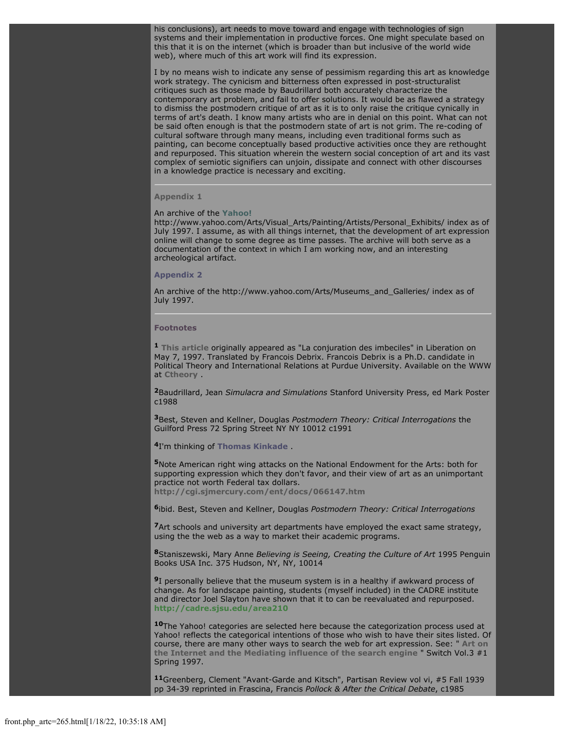his conclusions), art needs to move toward and engage with technologies of sign systems and their implementation in productive forces. One might speculate based on this that it is on the internet (which is broader than but inclusive of the world wide web), where much of this art work will find its expression.

I by no means wish to indicate any sense of pessimism regarding this art as knowledge work strategy. The cynicism and bitterness often expressed in post-structuralist critiques such as those made by Baudrillard both accurately characterize the contemporary art problem, and fail to offer solutions. It would be as flawed a strategy to dismiss the postmodern critique of art as it is to only raise the critique cynically in terms of art's death. I know many artists who are in denial on this point. What can not be said often enough is that the postmodern state of art is not grim. The re-coding of cultural software through many means, including even traditional forms such as painting, can become conceptually based productive activities once they are rethought and repurposed. This situation wherein the western social conception of art and its vast complex of semiotic signifiers can unjoin, dissipate and connect with other discourses in a knowledge practice is necessary and exciting.

---

**Appendix 1**

An archive of the **Yahoo!** http://www.yahoo.com/Arts/Visual_Arts/Painting/Artists/Personal_Exhibits/ index as of July 1997. I assume, as with all things internet, that the development of art expression online will change to some degree as time passes. The archive will both serve as a documentation of the context in which I am working now, and an interesting archeological artifact.

**Appendix 2**

An archive of the http://www.yahoo.com/Arts/Museums_and_Galleries/ index as of July 1997.

---

**Footnotes**

[1] **This article** originally appeared as "La conjuration des imbeciles" in Liberation on May 7, 1997. Translated by Francois Debrix. Francois Debrix is a Ph.D. candidate in Political Theory and International Relations at Purdue University. Available on the WWW at **Ctheory** .

[2] Baudrillard, Jean *Simulacra and Simulations* Stanford University Press, ed Mark Poster c1988

[3] Best, Steven and Kellner, Douglas *Postmodern Theory: Critical Interrogations* the Guilford Press 72 Spring Street NY NY 10012 c1991

[4] I'm thinking of **Thomas Kinkade** .

[5] Note American right wing attacks on the National Endowment for the Arts: both for supporting expression which they don't favor, and their view of art as an unimportant practice not worth Federal tax dollars.
**http://cgi.sjmercury.com/ent/docs/066147.htm**

[6] ibid. Best, Steven and Kellner, Douglas *Postmodern Theory: Critical Interrogations*

[7] Art schools and university art departments have employed the exact same strategy, using the the web as a way to market their academic programs.

[8] Staniszewski, Mary Anne *Believing is Seeing, Creating the Culture of Art* 1995 Penguin Books USA Inc. 375 Hudson, NY, NY, 10014

[9] I personally believe that the museum system is in a healthy if awkward process of change. As for landscape painting, students (myself included) in the CADRE institute and director Joel Slayton have shown that it to can be reevaluated and repurposed.
**http://cadre.sjsu.edu/area210**

[10] The Yahoo! categories are selected here because the categorization process used at Yahoo! reflects the categorical intentions of those who wish to have their sites listed. Of course, there are many other ways to search the web for art expression. See: " **Art on the Internet and the Mediating influence of the search engine** " Switch Vol.3 #1 Spring 1997.

[11] Greenberg, Clement "Avant-Garde and Kitsch", Partisan Review vol vi, #5 Fall 1939 pp 34-39 reprinted in Frascina, Francis *Pollock & After the Critical Debate*, c1985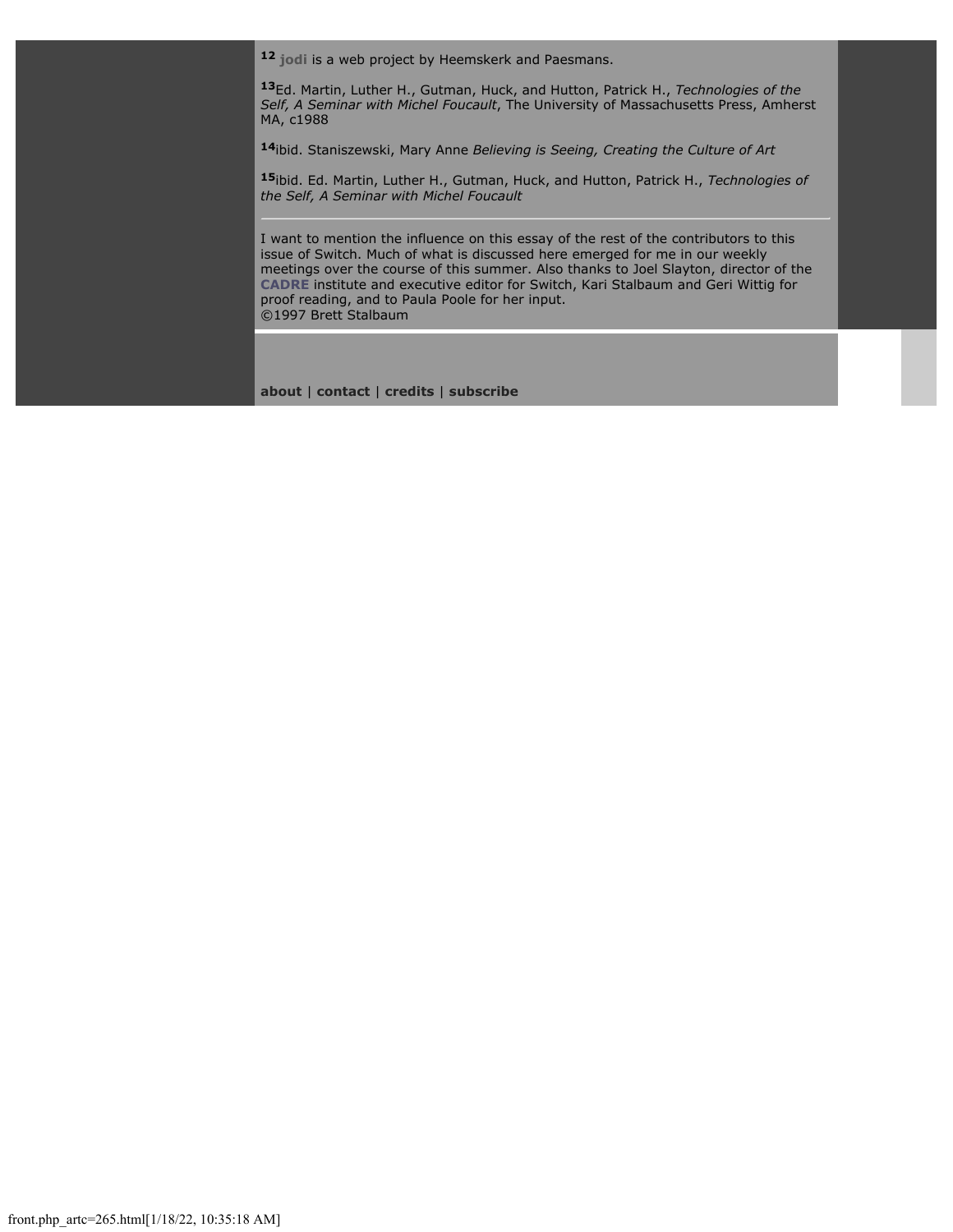[12] **jodi** is a web project by Heemskerk and Paesmans.

[13]Ed. Martin, Luther H., Gutman, Huck, and Hutton, Patrick H., *Technologies of the Self, A Seminar with Michel Foucault*, The University of Massachusetts Press, Amherst MA, c1988

[14]ibid. Staniszewski, Mary Anne *Believing is Seeing, Creating the Culture of Art*

[15]ibid. Ed. Martin, Luther H., Gutman, Huck, and Hutton, Patrick H., *Technologies of the Self, A Seminar with Michel Foucault*

---

I want to mention the influence on this essay of the rest of the contributors to this issue of Switch. Much of what is discussed here emerged for me in our weekly meetings over the course of this summer. Also thanks to Joel Slayton, director of the **CADRE** institute and executive editor for Switch, Kari Stalbaum and Geri Wittig for proof reading, and to Paula Poole for her input.
©1997 Brett Stalbaum

**about** | **contact** | **credits** | **subscribe**